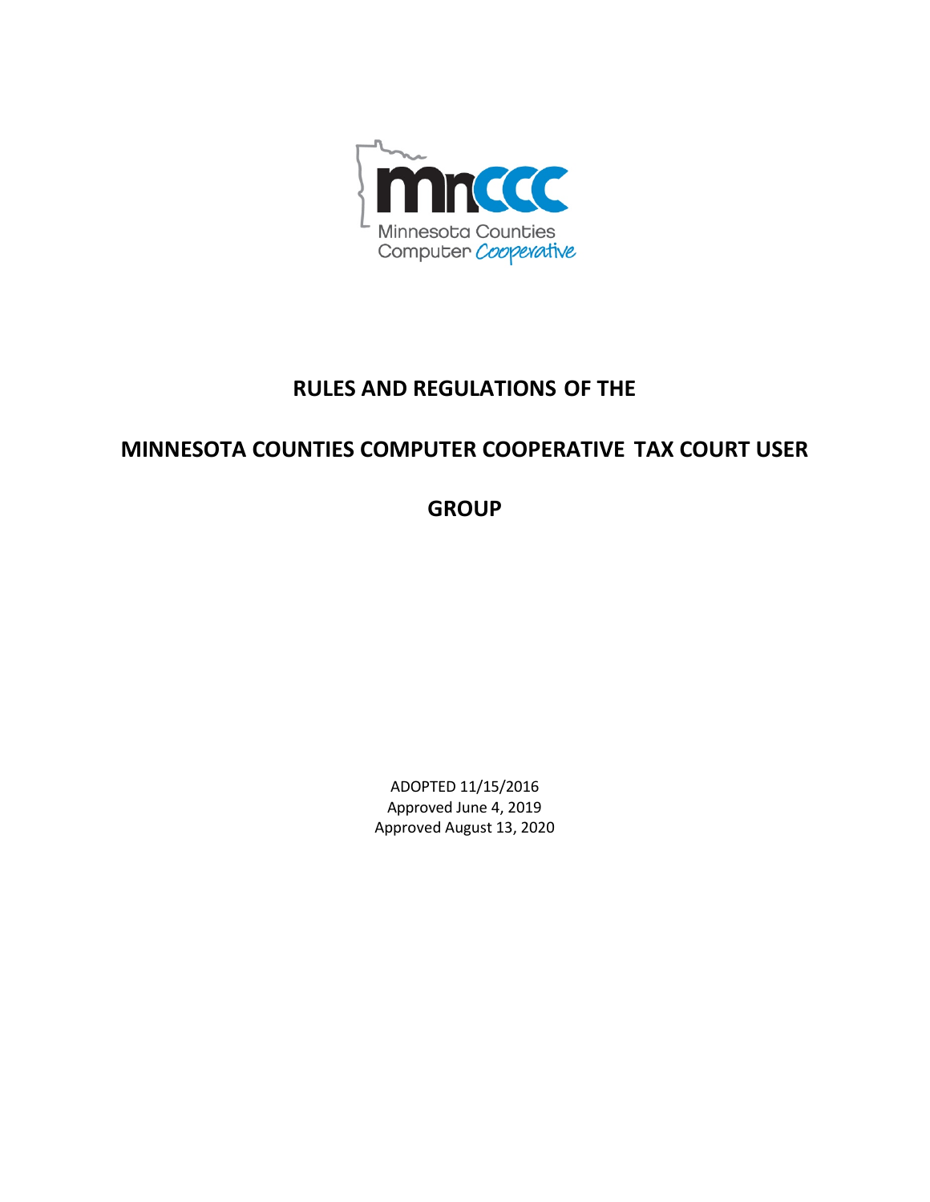# RULES AND REGULATIONS OF THE

# MINNESOTA COUNTIES COMPUTER COOPERATIVE TAX COURT USER GROUP

ADOPTED 11/15/2016
Approved June 4, 2019
Approved August 13, 2020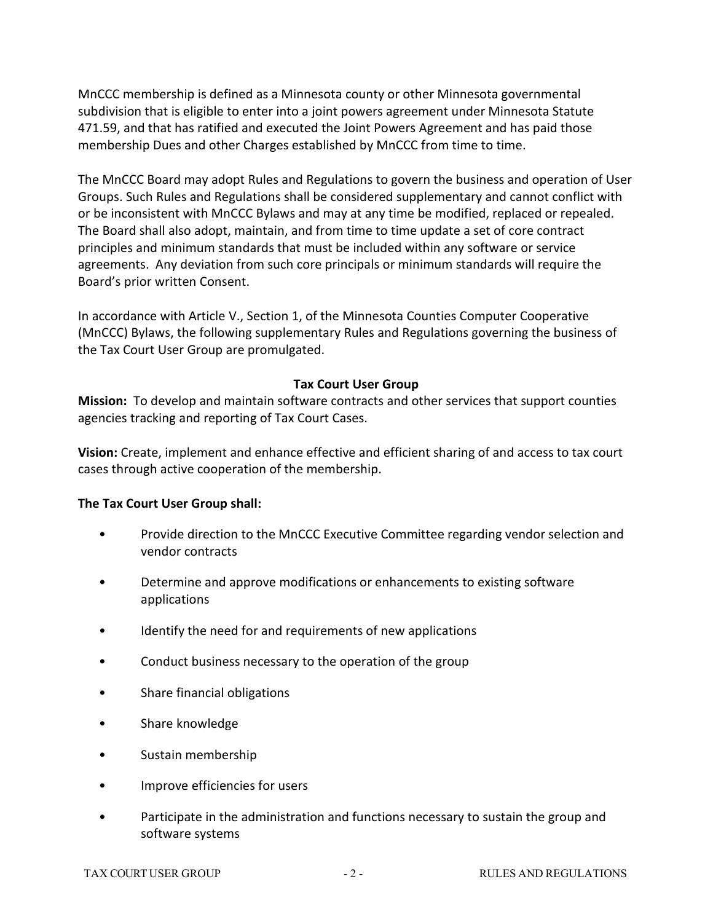MnCCC membership is defined as a Minnesota county or other Minnesota governmental subdivision that is eligible to enter into a joint powers agreement under Minnesota Statute 471.59, and that has ratified and executed the Joint Powers Agreement and has paid those membership Dues and other Charges established by MnCCC from time to time.

The MnCCC Board may adopt Rules and Regulations to govern the business and operation of User Groups. Such Rules and Regulations shall be considered supplementary and cannot conflict with or be inconsistent with MnCCC Bylaws and may at any time be modified, replaced or repealed. The Board shall also adopt, maintain, and from time to time update a set of core contract principles and minimum standards that must be included within any software or service agreements. Any deviation from such core principals or minimum standards will require the Board's prior written Consent.

In accordance with Article V., Section 1, of the Minnesota Counties Computer Cooperative (MnCCC) Bylaws, the following supplementary Rules and Regulations governing the business of the Tax Court User Group are promulgated.

## Tax Court User Group

**Mission:** To develop and maintain software contracts and other services that support counties agencies tracking and reporting of Tax Court Cases.

**Vision:** Create, implement and enhance effective and efficient sharing of and access to tax court cases through active cooperation of the membership.

**The Tax Court User Group shall:**

- Provide direction to the MnCCC Executive Committee regarding vendor selection and vendor contracts
- Determine and approve modifications or enhancements to existing software applications
- Identify the need for and requirements of new applications
- Conduct business necessary to the operation of the group
- Share financial obligations
- Share knowledge
- Sustain membership
- Improve efficiencies for users
- Participate in the administration and functions necessary to sustain the group and software systems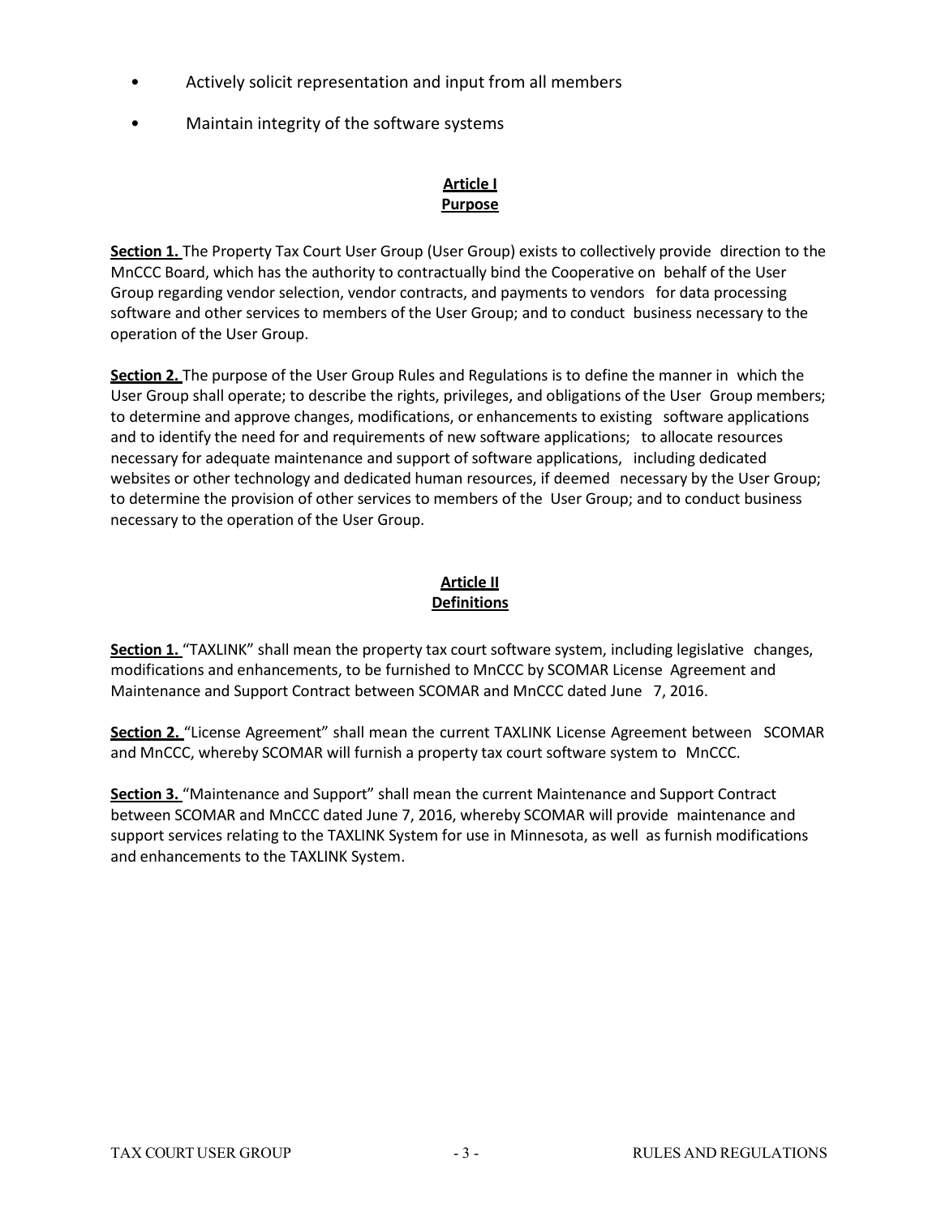- Actively solicit representation and input from all members
- Maintain integrity of the software systems

## Article I
## Purpose

**Section 1.** The Property Tax Court User Group (User Group) exists to collectively provide direction to the MnCCC Board, which has the authority to contractually bind the Cooperative on behalf of the User Group regarding vendor selection, vendor contracts, and payments to vendors for data processing software and other services to members of the User Group; and to conduct business necessary to the operation of the User Group.

**Section 2.** The purpose of the User Group Rules and Regulations is to define the manner in which the User Group shall operate; to describe the rights, privileges, and obligations of the User Group members; to determine and approve changes, modifications, or enhancements to existing software applications and to identify the need for and requirements of new software applications; to allocate resources necessary for adequate maintenance and support of software applications, including dedicated websites or other technology and dedicated human resources, if deemed necessary by the User Group; to determine the provision of other services to members of the User Group; and to conduct business necessary to the operation of the User Group.

## Article II
## Definitions

**Section 1.** "TAXLINK" shall mean the property tax court software system, including legislative changes, modifications and enhancements, to be furnished to MnCCC by SCOMAR License Agreement and Maintenance and Support Contract between SCOMAR and MnCCC dated June 7, 2016.

**Section 2.** "License Agreement" shall mean the current TAXLINK License Agreement between SCOMAR and MnCCC, whereby SCOMAR will furnish a property tax court software system to MnCCC.

**Section 3.** "Maintenance and Support" shall mean the current Maintenance and Support Contract between SCOMAR and MnCCC dated June 7, 2016, whereby SCOMAR will provide maintenance and support services relating to the TAXLINK System for use in Minnesota, as well as furnish modifications and enhancements to the TAXLINK System.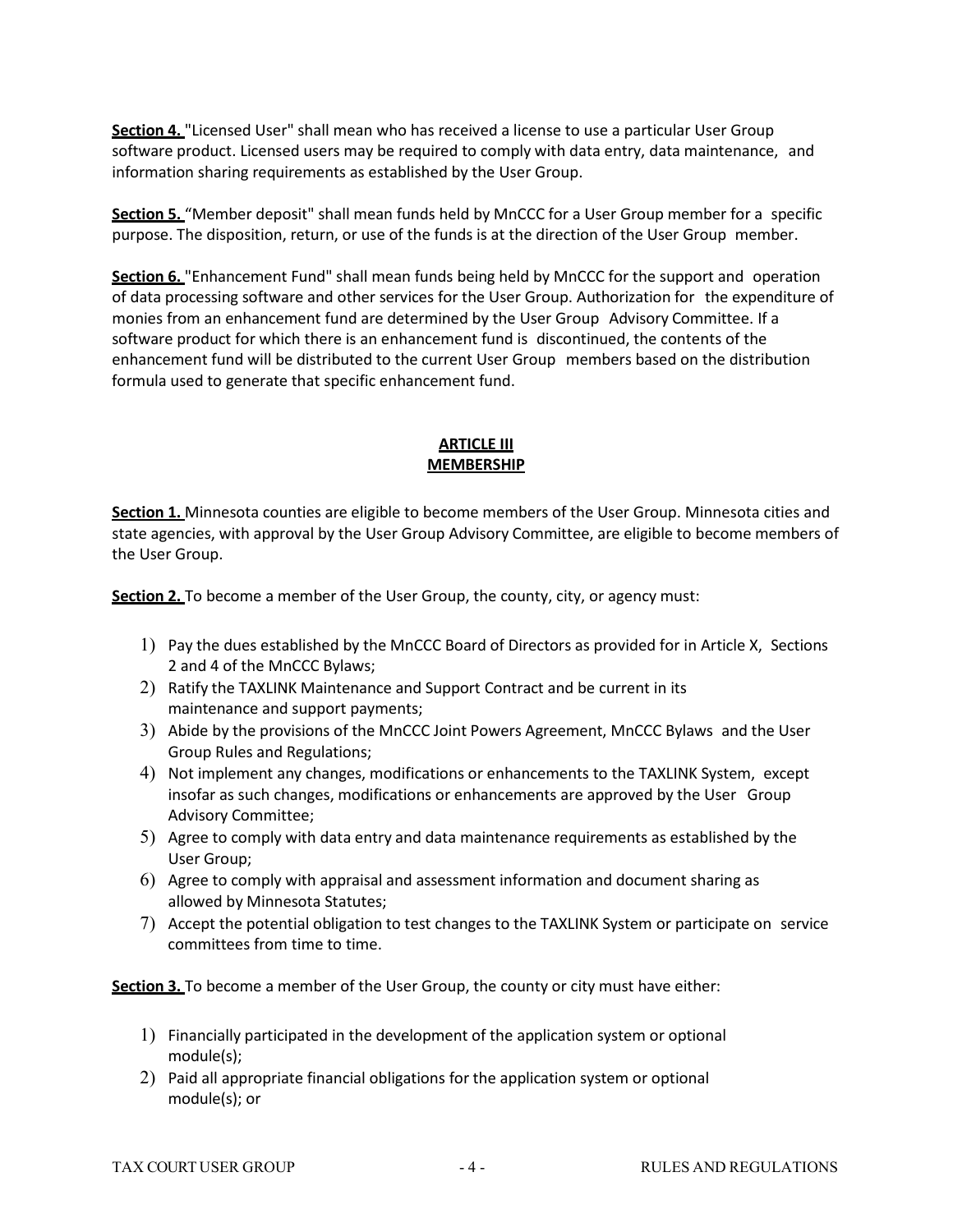**Section 4.** "Licensed User" shall mean who has received a license to use a particular User Group software product. Licensed users may be required to comply with data entry, data maintenance, and information sharing requirements as established by the User Group.

**Section 5.** "Member deposit" shall mean funds held by MnCCC for a User Group member for a specific purpose. The disposition, return, or use of the funds is at the direction of the User Group member.

**Section 6.** "Enhancement Fund" shall mean funds being held by MnCCC for the support and operation of data processing software and other services for the User Group. Authorization for the expenditure of monies from an enhancement fund are determined by the User Group Advisory Committee. If a software product for which there is an enhancement fund is discontinued, the contents of the enhancement fund will be distributed to the current User Group members based on the distribution formula used to generate that specific enhancement fund.

## ARTICLE III
## MEMBERSHIP

**Section 1.** Minnesota counties are eligible to become members of the User Group. Minnesota cities and state agencies, with approval by the User Group Advisory Committee, are eligible to become members of the User Group.

**Section 2.** To become a member of the User Group, the county, city, or agency must:

1) Pay the dues established by the MnCCC Board of Directors as provided for in Article X, Sections 2 and 4 of the MnCCC Bylaws;
2) Ratify the TAXLINK Maintenance and Support Contract and be current in its maintenance and support payments;
3) Abide by the provisions of the MnCCC Joint Powers Agreement, MnCCC Bylaws and the User Group Rules and Regulations;
4) Not implement any changes, modifications or enhancements to the TAXLINK System, except insofar as such changes, modifications or enhancements are approved by the User Group Advisory Committee;
5) Agree to comply with data entry and data maintenance requirements as established by the User Group;
6) Agree to comply with appraisal and assessment information and document sharing as allowed by Minnesota Statutes;
7) Accept the potential obligation to test changes to the TAXLINK System or participate on service committees from time to time.

**Section 3.** To become a member of the User Group, the county or city must have either:

1) Financially participated in the development of the application system or optional module(s);
2) Paid all appropriate financial obligations for the application system or optional module(s); or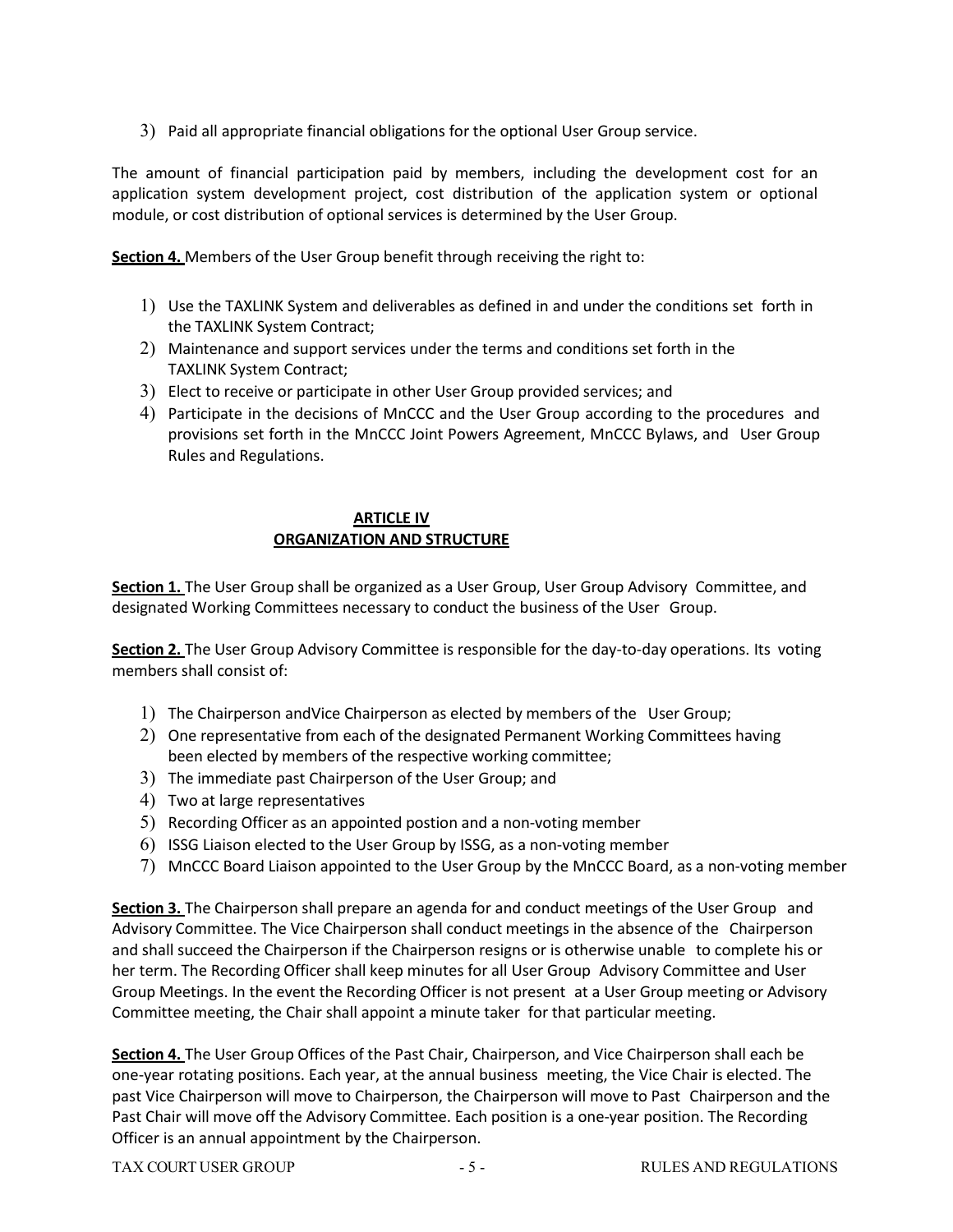3) Paid all appropriate financial obligations for the optional User Group service.

The amount of financial participation paid by members, including the development cost for an application system development project, cost distribution of the application system or optional module, or cost distribution of optional services is determined by the User Group.

**Section 4.** Members of the User Group benefit through receiving the right to:

1) Use the TAXLINK System and deliverables as defined in and under the conditions set forth in the TAXLINK System Contract;
2) Maintenance and support services under the terms and conditions set forth in the TAXLINK System Contract;
3) Elect to receive or participate in other User Group provided services; and
4) Participate in the decisions of MnCCC and the User Group according to the procedures and provisions set forth in the MnCCC Joint Powers Agreement, MnCCC Bylaws, and User Group Rules and Regulations.

## ARTICLE IV
## ORGANIZATION AND STRUCTURE

**Section 1.** The User Group shall be organized as a User Group, User Group Advisory Committee, and designated Working Committees necessary to conduct the business of the User Group.

**Section 2.** The User Group Advisory Committee is responsible for the day-to-day operations. Its voting members shall consist of:

1) The Chairperson andVice Chairperson as elected by members of the User Group;
2) One representative from each of the designated Permanent Working Committees having been elected by members of the respective working committee;
3) The immediate past Chairperson of the User Group; and
4) Two at large representatives
5) Recording Officer as an appointed postion and a non-voting member
6) ISSG Liaison elected to the User Group by ISSG, as a non-voting member
7) MnCCC Board Liaison appointed to the User Group by the MnCCC Board, as a non-voting member

**Section 3.** The Chairperson shall prepare an agenda for and conduct meetings of the User Group and Advisory Committee. The Vice Chairperson shall conduct meetings in the absence of the Chairperson and shall succeed the Chairperson if the Chairperson resigns or is otherwise unable to complete his or her term. The Recording Officer shall keep minutes for all User Group Advisory Committee and User Group Meetings. In the event the Recording Officer is not present at a User Group meeting or Advisory Committee meeting, the Chair shall appoint a minute taker for that particular meeting.

**Section 4.** The User Group Offices of the Past Chair, Chairperson, and Vice Chairperson shall each be one-year rotating positions. Each year, at the annual business meeting, the Vice Chair is elected. The past Vice Chairperson will move to Chairperson, the Chairperson will move to Past Chairperson and the Past Chair will move off the Advisory Committee. Each position is a one-year position. The Recording Officer is an annual appointment by the Chairperson.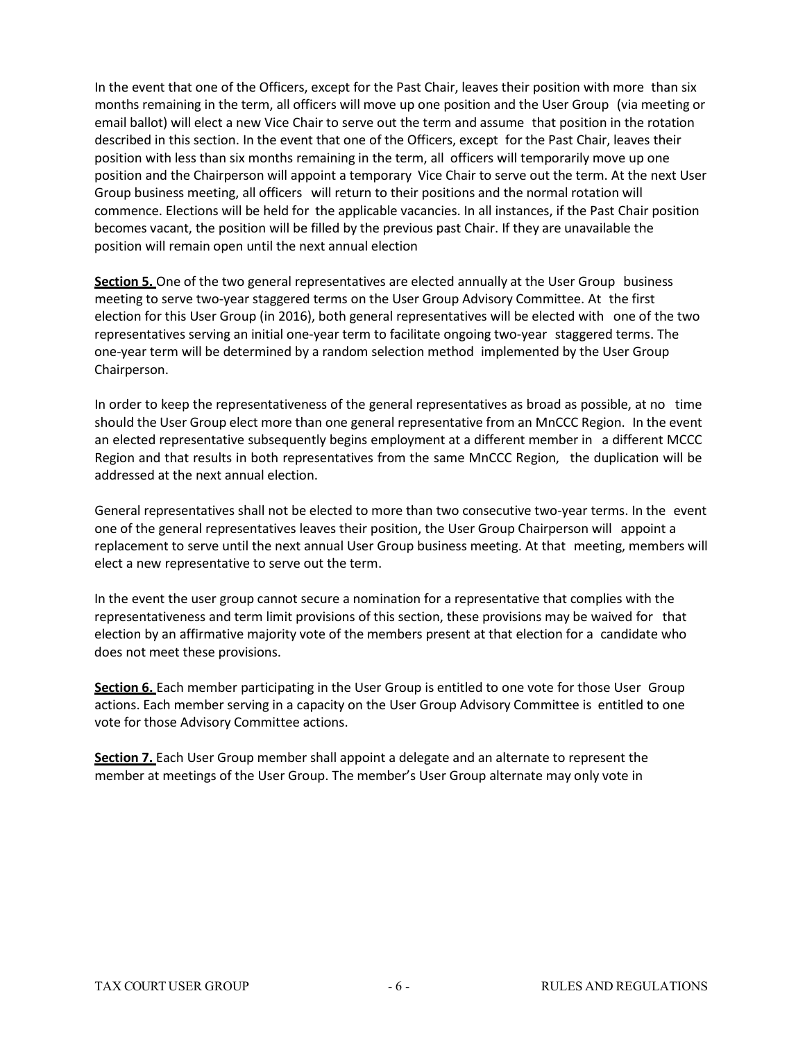In the event that one of the Officers, except for the Past Chair, leaves their position with more than six months remaining in the term, all officers will move up one position and the User Group (via meeting or email ballot) will elect a new Vice Chair to serve out the term and assume that position in the rotation described in this section. In the event that one of the Officers, except for the Past Chair, leaves their position with less than six months remaining in the term, all officers will temporarily move up one position and the Chairperson will appoint a temporary Vice Chair to serve out the term. At the next User Group business meeting, all officers will return to their positions and the normal rotation will commence. Elections will be held for the applicable vacancies. In all instances, if the Past Chair position becomes vacant, the position will be filled by the previous past Chair. If they are unavailable the position will remain open until the next annual election

**Section 5.** One of the two general representatives are elected annually at the User Group business meeting to serve two-year staggered terms on the User Group Advisory Committee. At the first election for this User Group (in 2016), both general representatives will be elected with one of the two representatives serving an initial one-year term to facilitate ongoing two-year staggered terms. The one-year term will be determined by a random selection method implemented by the User Group Chairperson.

In order to keep the representativeness of the general representatives as broad as possible, at no time should the User Group elect more than one general representative from an MnCCC Region. In the event an elected representative subsequently begins employment at a different member in a different MCCC Region and that results in both representatives from the same MnCCC Region, the duplication will be addressed at the next annual election.

General representatives shall not be elected to more than two consecutive two-year terms. In the event one of the general representatives leaves their position, the User Group Chairperson will appoint a replacement to serve until the next annual User Group business meeting. At that meeting, members will elect a new representative to serve out the term.

In the event the user group cannot secure a nomination for a representative that complies with the representativeness and term limit provisions of this section, these provisions may be waived for that election by an affirmative majority vote of the members present at that election for a candidate who does not meet these provisions.

**Section 6.** Each member participating in the User Group is entitled to one vote for those User Group actions. Each member serving in a capacity on the User Group Advisory Committee is entitled to one vote for those Advisory Committee actions.

**Section 7.** Each User Group member shall appoint a delegate and an alternate to represent the member at meetings of the User Group. The member's User Group alternate may only vote in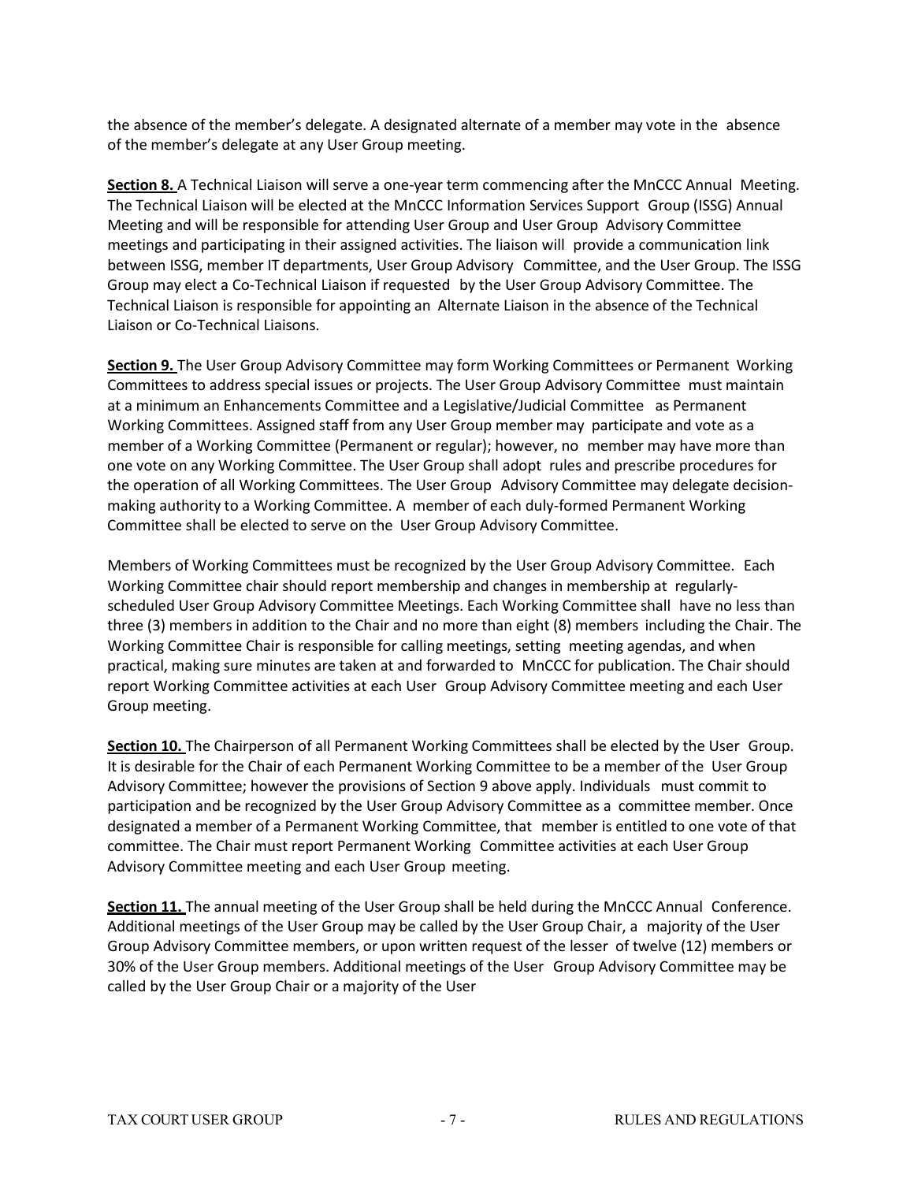the absence of the member's delegate. A designated alternate of a member may vote in the absence of the member's delegate at any User Group meeting.

**Section 8.** A Technical Liaison will serve a one-year term commencing after the MnCCC Annual Meeting. The Technical Liaison will be elected at the MnCCC Information Services Support Group (ISSG) Annual Meeting and will be responsible for attending User Group and User Group Advisory Committee meetings and participating in their assigned activities. The liaison will provide a communication link between ISSG, member IT departments, User Group Advisory Committee, and the User Group. The ISSG Group may elect a Co-Technical Liaison if requested by the User Group Advisory Committee. The Technical Liaison is responsible for appointing an Alternate Liaison in the absence of the Technical Liaison or Co-Technical Liaisons.

**Section 9.** The User Group Advisory Committee may form Working Committees or Permanent Working Committees to address special issues or projects. The User Group Advisory Committee must maintain at a minimum an Enhancements Committee and a Legislative/Judicial Committee as Permanent Working Committees. Assigned staff from any User Group member may participate and vote as a member of a Working Committee (Permanent or regular); however, no member may have more than one vote on any Working Committee. The User Group shall adopt rules and prescribe procedures for the operation of all Working Committees. The User Group Advisory Committee may delegate decision-making authority to a Working Committee. A member of each duly-formed Permanent Working Committee shall be elected to serve on the User Group Advisory Committee.

Members of Working Committees must be recognized by the User Group Advisory Committee. Each Working Committee chair should report membership and changes in membership at regularly-scheduled User Group Advisory Committee Meetings. Each Working Committee shall have no less than three (3) members in addition to the Chair and no more than eight (8) members including the Chair. The Working Committee Chair is responsible for calling meetings, setting meeting agendas, and when practical, making sure minutes are taken at and forwarded to MnCCC for publication. The Chair should report Working Committee activities at each User Group Advisory Committee meeting and each User Group meeting.

**Section 10.** The Chairperson of all Permanent Working Committees shall be elected by the User Group. It is desirable for the Chair of each Permanent Working Committee to be a member of the User Group Advisory Committee; however the provisions of Section 9 above apply. Individuals must commit to participation and be recognized by the User Group Advisory Committee as a committee member. Once designated a member of a Permanent Working Committee, that member is entitled to one vote of that committee. The Chair must report Permanent Working Committee activities at each User Group Advisory Committee meeting and each User Group meeting.

**Section 11.** The annual meeting of the User Group shall be held during the MnCCC Annual Conference. Additional meetings of the User Group may be called by the User Group Chair, a majority of the User Group Advisory Committee members, or upon written request of the lesser of twelve (12) members or 30% of the User Group members. Additional meetings of the User Group Advisory Committee may be called by the User Group Chair or a majority of the User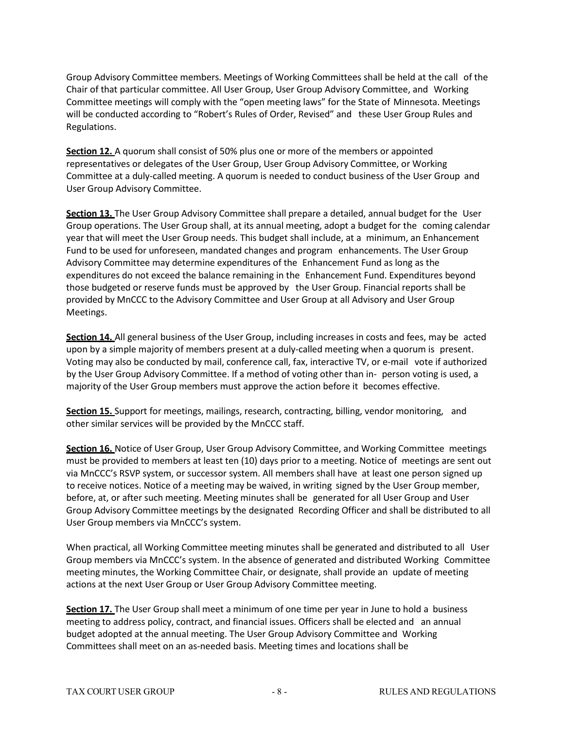Group Advisory Committee members. Meetings of Working Committees shall be held at the call of the Chair of that particular committee. All User Group, User Group Advisory Committee, and Working Committee meetings will comply with the "open meeting laws" for the State of Minnesota. Meetings will be conducted according to "Robert's Rules of Order, Revised" and these User Group Rules and Regulations.

**Section 12.** A quorum shall consist of 50% plus one or more of the members or appointed representatives or delegates of the User Group, User Group Advisory Committee, or Working Committee at a duly-called meeting. A quorum is needed to conduct business of the User Group and User Group Advisory Committee.

**Section 13.** The User Group Advisory Committee shall prepare a detailed, annual budget for the User Group operations. The User Group shall, at its annual meeting, adopt a budget for the coming calendar year that will meet the User Group needs. This budget shall include, at a minimum, an Enhancement Fund to be used for unforeseen, mandated changes and program enhancements. The User Group Advisory Committee may determine expenditures of the Enhancement Fund as long as the expenditures do not exceed the balance remaining in the Enhancement Fund. Expenditures beyond those budgeted or reserve funds must be approved by the User Group. Financial reports shall be provided by MnCCC to the Advisory Committee and User Group at all Advisory and User Group Meetings.

**Section 14.** All general business of the User Group, including increases in costs and fees, may be acted upon by a simple majority of members present at a duly-called meeting when a quorum is present. Voting may also be conducted by mail, conference call, fax, interactive TV, or e-mail vote if authorized by the User Group Advisory Committee. If a method of voting other than in- person voting is used, a majority of the User Group members must approve the action before it becomes effective.

**Section 15.** Support for meetings, mailings, research, contracting, billing, vendor monitoring, and other similar services will be provided by the MnCCC staff.

**Section 16.** Notice of User Group, User Group Advisory Committee, and Working Committee meetings must be provided to members at least ten (10) days prior to a meeting. Notice of meetings are sent out via MnCCC's RSVP system, or successor system. All members shall have at least one person signed up to receive notices. Notice of a meeting may be waived, in writing signed by the User Group member, before, at, or after such meeting. Meeting minutes shall be generated for all User Group and User Group Advisory Committee meetings by the designated Recording Officer and shall be distributed to all User Group members via MnCCC's system.

When practical, all Working Committee meeting minutes shall be generated and distributed to all User Group members via MnCCC's system. In the absence of generated and distributed Working Committee meeting minutes, the Working Committee Chair, or designate, shall provide an update of meeting actions at the next User Group or User Group Advisory Committee meeting.

**Section 17.** The User Group shall meet a minimum of one time per year in June to hold a business meeting to address policy, contract, and financial issues. Officers shall be elected and an annual budget adopted at the annual meeting. The User Group Advisory Committee and Working Committees shall meet on an as-needed basis. Meeting times and locations shall be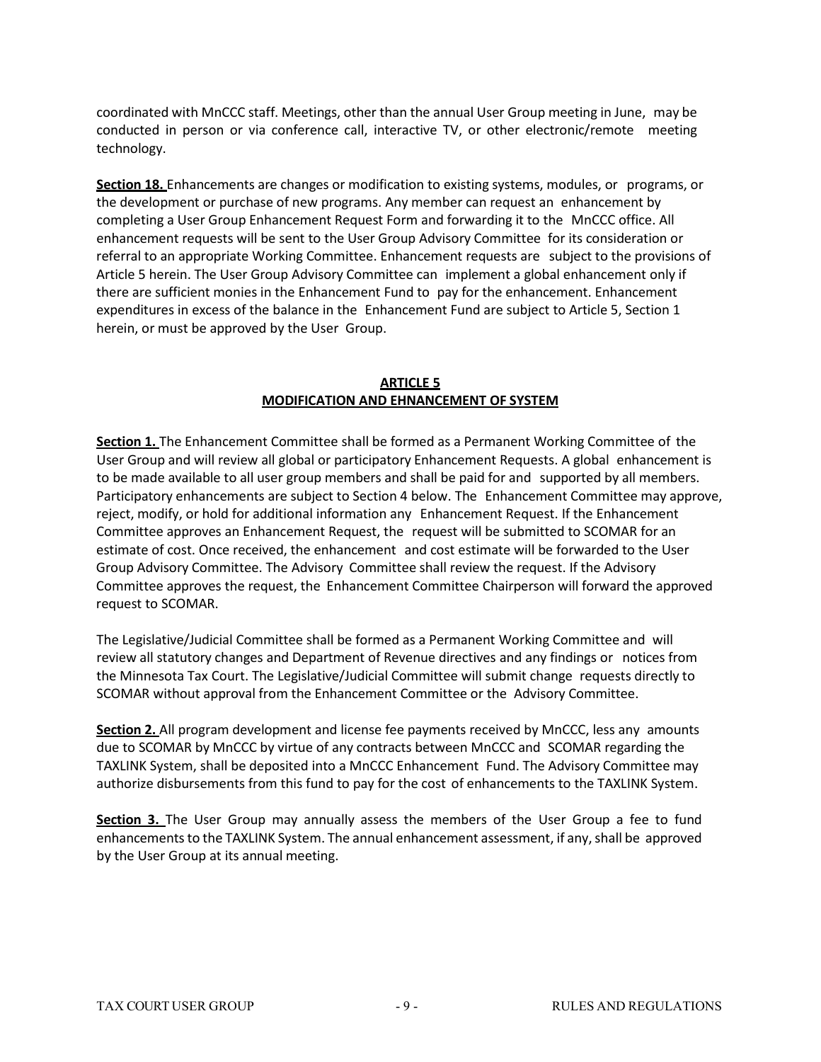coordinated with MnCCC staff. Meetings, other than the annual User Group meeting in June, may be conducted in person or via conference call, interactive TV, or other electronic/remote meeting technology.

**Section 18.** Enhancements are changes or modification to existing systems, modules, or programs, or the development or purchase of new programs. Any member can request an enhancement by completing a User Group Enhancement Request Form and forwarding it to the MnCCC office. All enhancement requests will be sent to the User Group Advisory Committee for its consideration or referral to an appropriate Working Committee. Enhancement requests are subject to the provisions of Article 5 herein. The User Group Advisory Committee can implement a global enhancement only if there are sufficient monies in the Enhancement Fund to pay for the enhancement. Enhancement expenditures in excess of the balance in the Enhancement Fund are subject to Article 5, Section 1 herein, or must be approved by the User Group.

## ARTICLE 5
## MODIFICATION AND EHNANCEMENT OF SYSTEM

**Section 1.** The Enhancement Committee shall be formed as a Permanent Working Committee of the User Group and will review all global or participatory Enhancement Requests. A global enhancement is to be made available to all user group members and shall be paid for and supported by all members. Participatory enhancements are subject to Section 4 below. The Enhancement Committee may approve, reject, modify, or hold for additional information any Enhancement Request. If the Enhancement Committee approves an Enhancement Request, the request will be submitted to SCOMAR for an estimate of cost. Once received, the enhancement and cost estimate will be forwarded to the User Group Advisory Committee. The Advisory Committee shall review the request. If the Advisory Committee approves the request, the Enhancement Committee Chairperson will forward the approved request to SCOMAR.

The Legislative/Judicial Committee shall be formed as a Permanent Working Committee and will review all statutory changes and Department of Revenue directives and any findings or notices from the Minnesota Tax Court. The Legislative/Judicial Committee will submit change requests directly to SCOMAR without approval from the Enhancement Committee or the Advisory Committee.

**Section 2.** All program development and license fee payments received by MnCCC, less any amounts due to SCOMAR by MnCCC by virtue of any contracts between MnCCC and SCOMAR regarding the TAXLINK System, shall be deposited into a MnCCC Enhancement Fund. The Advisory Committee may authorize disbursements from this fund to pay for the cost of enhancements to the TAXLINK System.

**Section 3.** The User Group may annually assess the members of the User Group a fee to fund enhancements to the TAXLINK System. The annual enhancement assessment, if any, shall be approved by the User Group at its annual meeting.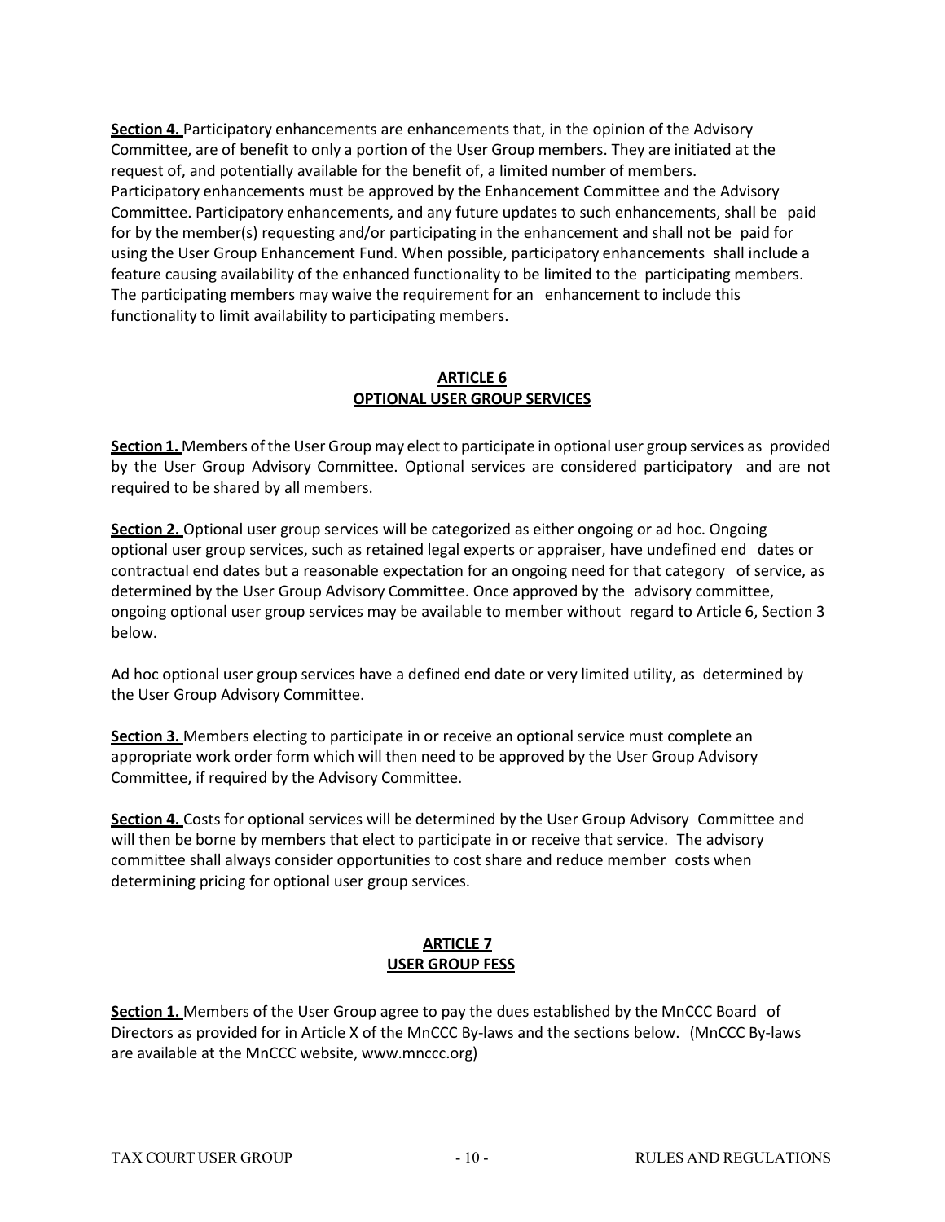**Section 4.** Participatory enhancements are enhancements that, in the opinion of the Advisory Committee, are of benefit to only a portion of the User Group members. They are initiated at the request of, and potentially available for the benefit of, a limited number of members. Participatory enhancements must be approved by the Enhancement Committee and the Advisory Committee. Participatory enhancements, and any future updates to such enhancements, shall be paid for by the member(s) requesting and/or participating in the enhancement and shall not be paid for using the User Group Enhancement Fund. When possible, participatory enhancements shall include a feature causing availability of the enhanced functionality to be limited to the participating members. The participating members may waive the requirement for an enhancement to include this functionality to limit availability to participating members.

## ARTICLE 6
## OPTIONAL USER GROUP SERVICES

**Section 1.** Members of the User Group may elect to participate in optional user group services as provided by the User Group Advisory Committee. Optional services are considered participatory and are not required to be shared by all members.

**Section 2.** Optional user group services will be categorized as either ongoing or ad hoc. Ongoing optional user group services, such as retained legal experts or appraiser, have undefined end dates or contractual end dates but a reasonable expectation for an ongoing need for that category of service, as determined by the User Group Advisory Committee. Once approved by the advisory committee, ongoing optional user group services may be available to member without regard to Article 6, Section 3 below.

Ad hoc optional user group services have a defined end date or very limited utility, as determined by the User Group Advisory Committee.

**Section 3.** Members electing to participate in or receive an optional service must complete an appropriate work order form which will then need to be approved by the User Group Advisory Committee, if required by the Advisory Committee.

**Section 4.** Costs for optional services will be determined by the User Group Advisory Committee and will then be borne by members that elect to participate in or receive that service. The advisory committee shall always consider opportunities to cost share and reduce member costs when determining pricing for optional user group services.

## ARTICLE 7
## USER GROUP FESS

**Section 1.** Members of the User Group agree to pay the dues established by the MnCCC Board of Directors as provided for in Article X of the MnCCC By-laws and the sections below. (MnCCC By-laws are available at the MnCCC website, www.mnccc.org)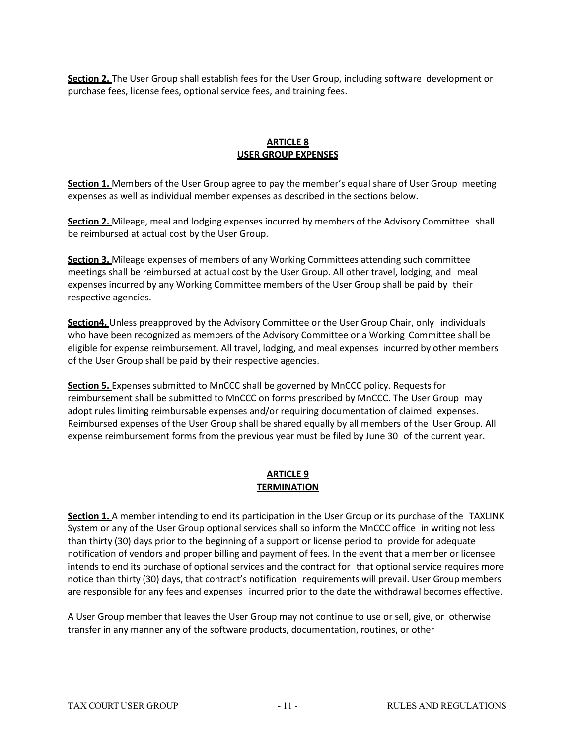**Section 2.** The User Group shall establish fees for the User Group, including software development or purchase fees, license fees, optional service fees, and training fees.

## ARTICLE 8
## USER GROUP EXPENSES

**Section 1.** Members of the User Group agree to pay the member's equal share of User Group meeting expenses as well as individual member expenses as described in the sections below.

**Section 2.** Mileage, meal and lodging expenses incurred by members of the Advisory Committee shall be reimbursed at actual cost by the User Group.

**Section 3.** Mileage expenses of members of any Working Committees attending such committee meetings shall be reimbursed at actual cost by the User Group. All other travel, lodging, and meal expenses incurred by any Working Committee members of the User Group shall be paid by their respective agencies.

**Section4.** Unless preapproved by the Advisory Committee or the User Group Chair, only individuals who have been recognized as members of the Advisory Committee or a Working Committee shall be eligible for expense reimbursement. All travel, lodging, and meal expenses incurred by other members of the User Group shall be paid by their respective agencies.

**Section 5.** Expenses submitted to MnCCC shall be governed by MnCCC policy. Requests for reimbursement shall be submitted to MnCCC on forms prescribed by MnCCC. The User Group may adopt rules limiting reimbursable expenses and/or requiring documentation of claimed expenses. Reimbursed expenses of the User Group shall be shared equally by all members of the User Group. All expense reimbursement forms from the previous year must be filed by June 30 of the current year.

## ARTICLE 9
## TERMINATION

**Section 1.** A member intending to end its participation in the User Group or its purchase of the TAXLINK System or any of the User Group optional services shall so inform the MnCCC office in writing not less than thirty (30) days prior to the beginning of a support or license period to provide for adequate notification of vendors and proper billing and payment of fees. In the event that a member or licensee intends to end its purchase of optional services and the contract for that optional service requires more notice than thirty (30) days, that contract's notification requirements will prevail. User Group members are responsible for any fees and expenses incurred prior to the date the withdrawal becomes effective.

A User Group member that leaves the User Group may not continue to use or sell, give, or otherwise transfer in any manner any of the software products, documentation, routines, or other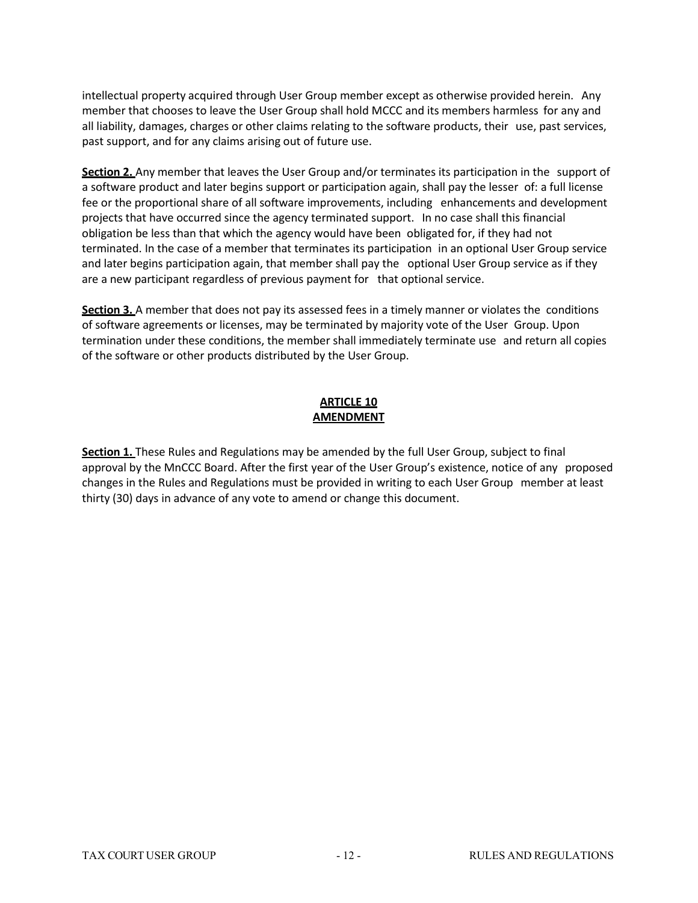intellectual property acquired through User Group member except as otherwise provided herein. Any member that chooses to leave the User Group shall hold MCCC and its members harmless for any and all liability, damages, charges or other claims relating to the software products, their use, past services, past support, and for any claims arising out of future use.

**Section 2.** Any member that leaves the User Group and/or terminates its participation in the support of a software product and later begins support or participation again, shall pay the lesser of: a full license fee or the proportional share of all software improvements, including enhancements and development projects that have occurred since the agency terminated support. In no case shall this financial obligation be less than that which the agency would have been obligated for, if they had not terminated. In the case of a member that terminates its participation in an optional User Group service and later begins participation again, that member shall pay the optional User Group service as if they are a new participant regardless of previous payment for that optional service.

**Section 3.** A member that does not pay its assessed fees in a timely manner or violates the conditions of software agreements or licenses, may be terminated by majority vote of the User Group. Upon termination under these conditions, the member shall immediately terminate use and return all copies of the software or other products distributed by the User Group.

## ARTICLE 10
## AMENDMENT

**Section 1.** These Rules and Regulations may be amended by the full User Group, subject to final approval by the MnCCC Board. After the first year of the User Group's existence, notice of any proposed changes in the Rules and Regulations must be provided in writing to each User Group member at least thirty (30) days in advance of any vote to amend or change this document.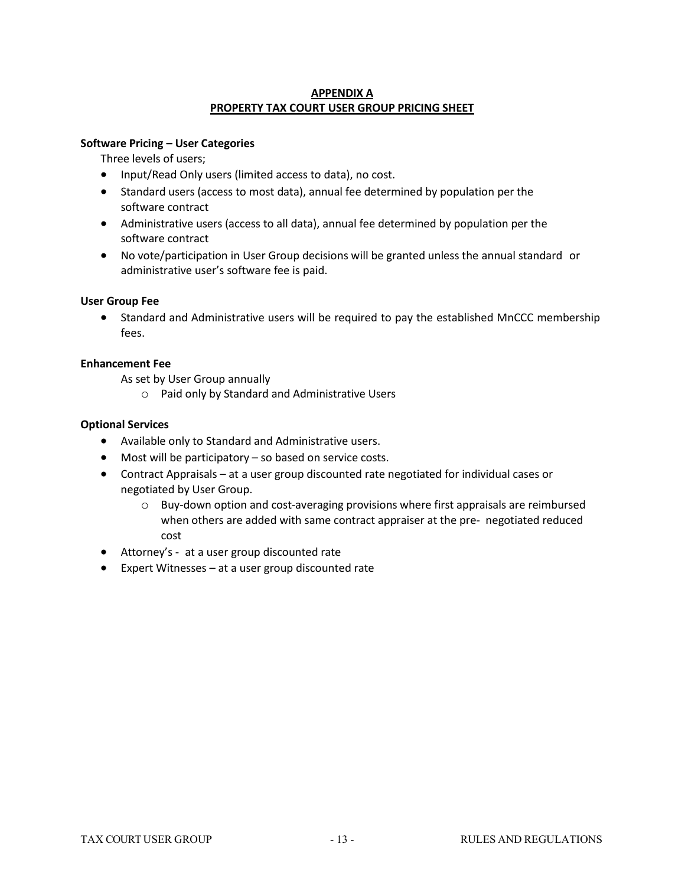# APPENDIX A
# PROPERTY TAX COURT USER GROUP PRICING SHEET

**Software Pricing – User Categories**

Three levels of users;

- Input/Read Only users (limited access to data), no cost.
- Standard users (access to most data), annual fee determined by population per the software contract
- Administrative users (access to all data), annual fee determined by population per the software contract
- No vote/participation in User Group decisions will be granted unless the annual standard or administrative user's software fee is paid.

**User Group Fee**

- Standard and Administrative users will be required to pay the established MnCCC membership fees.

**Enhancement Fee**

As set by User Group annually

- Paid only by Standard and Administrative Users

**Optional Services**

- Available only to Standard and Administrative users.
- Most will be participatory – so based on service costs.
- Contract Appraisals – at a user group discounted rate negotiated for individual cases or negotiated by User Group.
  - Buy-down option and cost-averaging provisions where first appraisals are reimbursed when others are added with same contract appraiser at the pre- negotiated reduced cost
- Attorney's - at a user group discounted rate
- Expert Witnesses – at a user group discounted rate